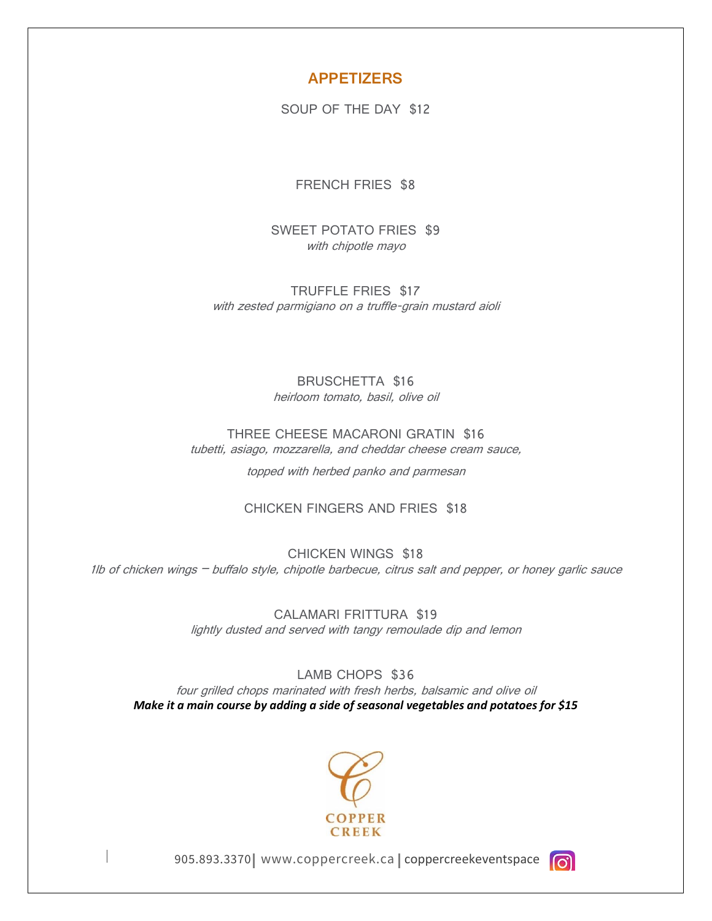## APPETIZERS

SOUP OF THE DAY $12

FRENCH FRIES $8

SWEET POTATO FRIES $9
*with chipotle mayo*

TRUFFLE FRIES $17
*with zested parmigiano on a truffle-grain mustard aioli*

BRUSCHETTA $16
*heirloom tomato, basil, olive oil*

THREE CHEESE MACARONI GRATIN $16
*tubetti, asiago, mozzarella, and cheddar cheese cream sauce,*
*topped with herbed panko and parmesan*

CHICKEN FINGERS AND FRIES $18

CHICKEN WINGS $18
*1lb of chicken wings – buffalo style, chipotle barbecue, citrus salt and pepper, or honey garlic sauce*

CALAMARI FRITTURA $19
*lightly dusted and served with tangy remoulade dip and lemon*

LAMB CHOPS $36
*four grilled chops marinated with fresh herbs, balsamic and olive oil*
***Make it a main course by adding a side of seasonal vegetables and potatoes for $15***

COPPER CREEK

905.893.3370 | www.coppercreek.ca | coppercreekeventspace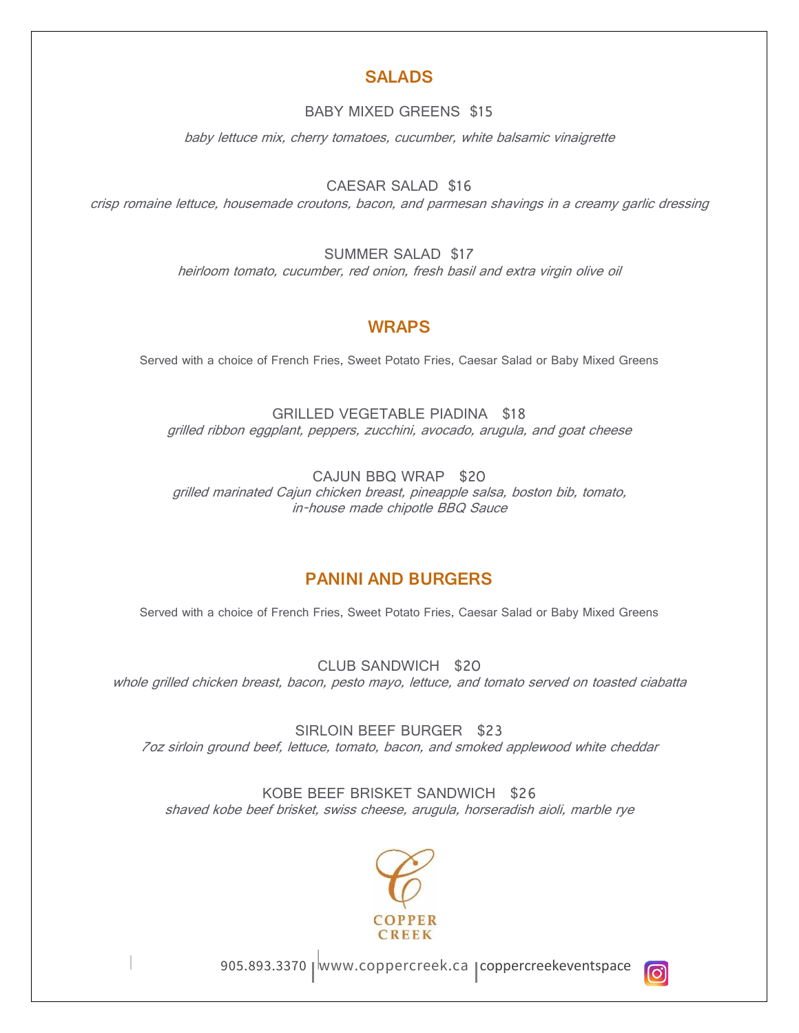## SALADS

BABY MIXED GREENS $15

*baby lettuce mix, cherry tomatoes, cucumber, white balsamic vinaigrette*

CAESAR SALAD $16

*crisp romaine lettuce, housemade croutons, bacon, and parmesan shavings in a creamy garlic dressing*

SUMMER SALAD $17

*heirloom tomato, cucumber, red onion, fresh basil and extra virgin olive oil*

## WRAPS

Served with a choice of French Fries, Sweet Potato Fries, Caesar Salad or Baby Mixed Greens

GRILLED VEGETABLE PIADINA $18

*grilled ribbon eggplant, peppers, zucchini, avocado, arugula, and goat cheese*

CAJUN BBQ WRAP $20

*grilled marinated Cajun chicken breast, pineapple salsa, boston bib, tomato, in-house made chipotle BBQ Sauce*

## PANINI AND BURGERS

Served with a choice of French Fries, Sweet Potato Fries, Caesar Salad or Baby Mixed Greens

CLUB SANDWICH $20

*whole grilled chicken breast, bacon, pesto mayo, lettuce, and tomato served on toasted ciabatta*

SIRLOIN BEEF BURGER $23

*7oz sirloin ground beef, lettuce, tomato, bacon, and smoked applewood white cheddar*

KOBE BEEF BRISKET SANDWICH $26

*shaved kobe beef brisket, swiss cheese, arugula, horseradish aioli, marble rye*

COPPER CREEK

905.893.3370 | www.coppercreek.ca | coppercreekeventspace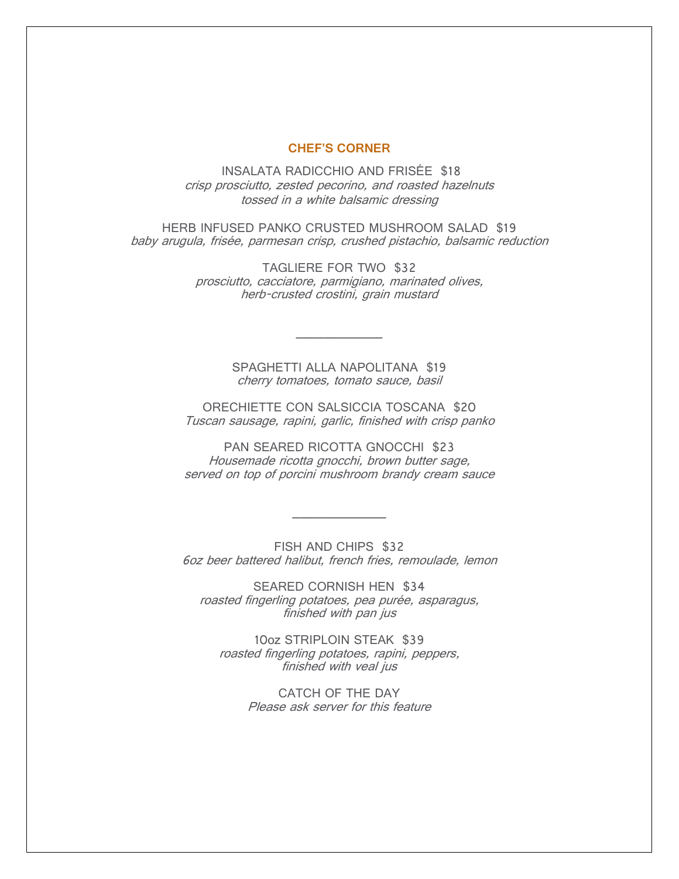## CHEF'S CORNER

INSALATA RADICCHIO AND FRISÉE $18
*crisp prosciutto, zested pecorino, and roasted hazelnuts*
*tossed in a white balsamic dressing*

HERB INFUSED PANKO CRUSTED MUSHROOM SALAD $19
*baby arugula, frisée, parmesan crisp, crushed pistachio, balsamic reduction*

TAGLIERE FOR TWO $32
*prosciutto, cacciatore, parmigiano, marinated olives,*
*herb-crusted crostini, grain mustard*

---

SPAGHETTI ALLA NAPOLITANA $19
*cherry tomatoes, tomato sauce, basil*

ORECHIETTE CON SALSICCIA TOSCANA $20
*Tuscan sausage, rapini, garlic, finished with crisp panko*

PAN SEARED RICOTTA GNOCCHI $23
*Housemade ricotta gnocchi, brown butter sage,*
*served on top of porcini mushroom brandy cream sauce*

---

FISH AND CHIPS $32
*6oz beer battered halibut, french fries, remoulade, lemon*

SEARED CORNISH HEN $34
*roasted fingerling potatoes, pea purée, asparagus,*
*finished with pan jus*

10oz STRIPLOIN STEAK $39
*roasted fingerling potatoes, rapini, peppers,*
*finished with veal jus*

CATCH OF THE DAY
*Please ask server for this feature*